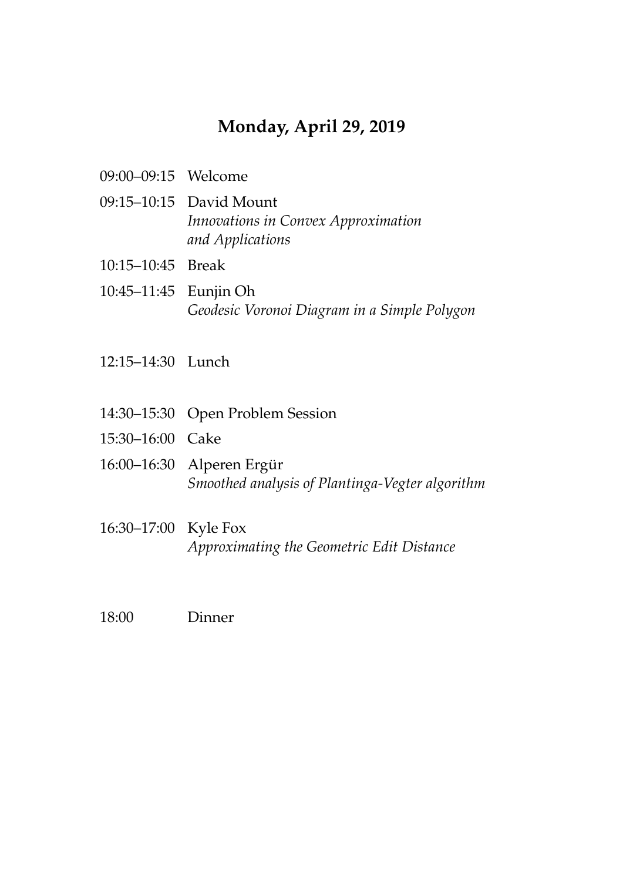# Monday, April 29, 2019

09:00–09:15 Welcome

09:15–10:15 David Mount
*Innovations in Convex Approximation and Applications*

10:15–10:45 Break

10:45–11:45 Eunjin Oh
*Geodesic Voronoi Diagram in a Simple Polygon*

12:15–14:30 Lunch

14:30–15:30 Open Problem Session

15:30–16:00 Cake

16:00–16:30 Alperen Ergür
*Smoothed analysis of Plantinga-Vegter algorithm*

16:30–17:00 Kyle Fox
*Approximating the Geometric Edit Distance*

18:00 Dinner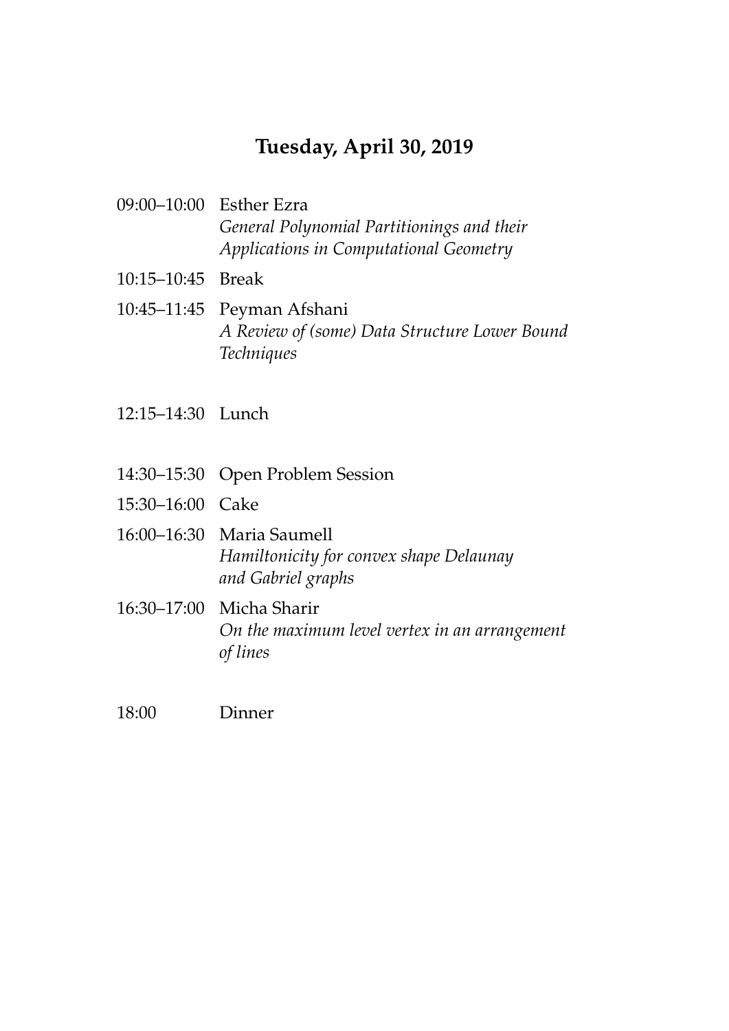# Tuesday, April 30, 2019

09:00–10:00 Esther Ezra
*General Polynomial Partitionings and their Applications in Computational Geometry*

10:15–10:45 Break

10:45–11:45 Peyman Afshani
*A Review of (some) Data Structure Lower Bound Techniques*

12:15–14:30 Lunch

14:30–15:30 Open Problem Session

15:30–16:00 Cake

16:00–16:30 Maria Saumell
*Hamiltonicity for convex shape Delaunay and Gabriel graphs*

16:30–17:00 Micha Sharir
*On the maximum level vertex in an arrangement of lines*

18:00 Dinner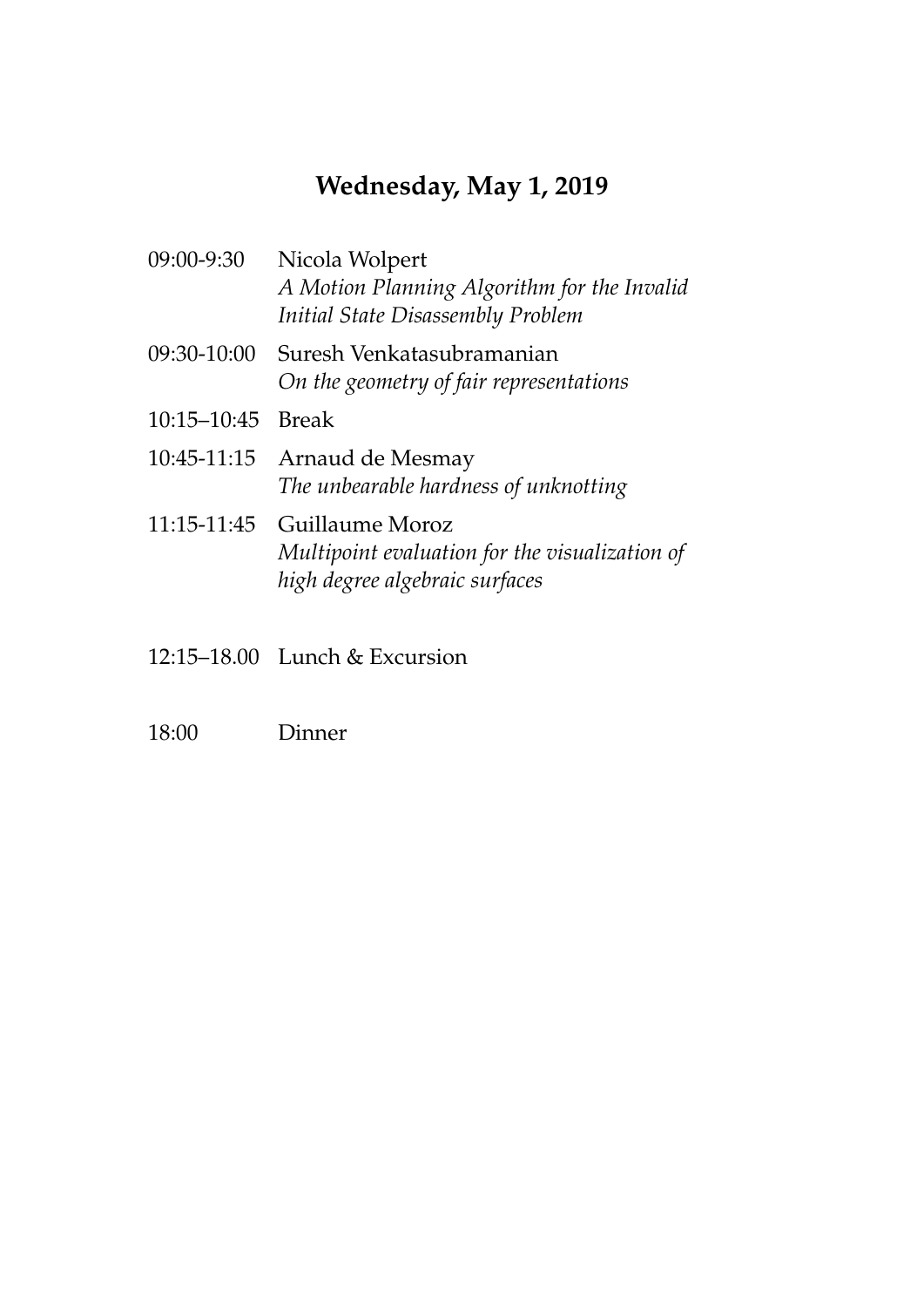## Wednesday, May 1, 2019

| | |
|---|---|
| 09:00-9:30 | Nicola Wolpert<br>*A Motion Planning Algorithm for the Invalid Initial State Disassembly Problem* |
| 09:30-10:00 | Suresh Venkatasubramanian<br>*On the geometry of fair representations* |
| 10:15–10:45 | Break |
| 10:45-11:15 | Arnaud de Mesmay<br>*The unbearable hardness of unknotting* |
| 11:15-11:45 | Guillaume Moroz<br>*Multipoint evaluation for the visualization of high degree algebraic surfaces* |
| 12:15–18.00 | Lunch & Excursion |
| 18:00 | Dinner |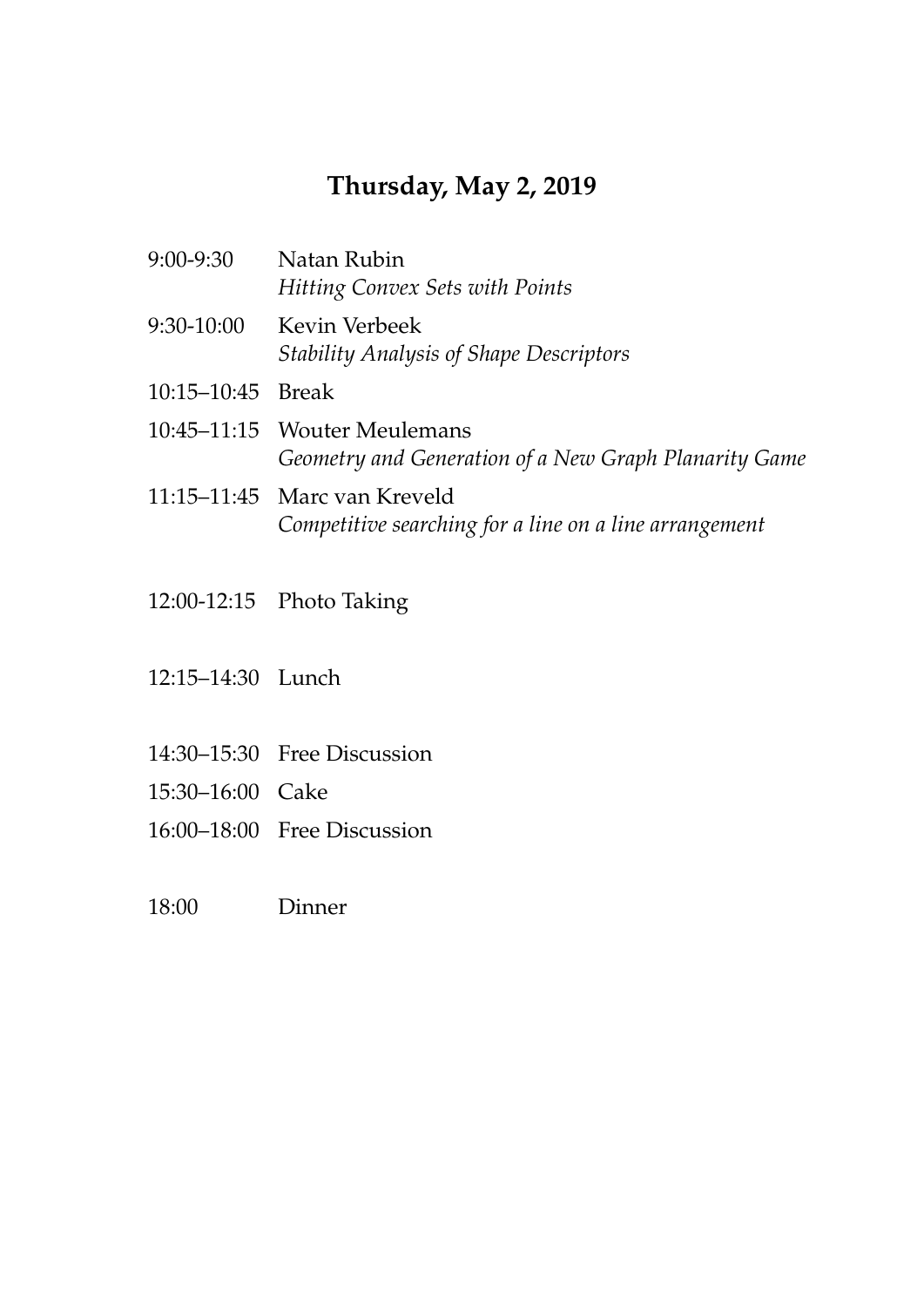## Thursday, May 2, 2019

| | |
|---|---|
| 9:00-9:30 | Natan Rubin<br>*Hitting Convex Sets with Points* |
| 9:30-10:00 | Kevin Verbeek<br>*Stability Analysis of Shape Descriptors* |
| 10:15–10:45 | Break |
| 10:45–11:15 | Wouter Meulemans<br>*Geometry and Generation of a New Graph Planarity Game* |
| 11:15–11:45 | Marc van Kreveld<br>*Competitive searching for a line on a line arrangement* |
| 12:00-12:15 | Photo Taking |
| 12:15–14:30 | Lunch |
| 14:30–15:30 | Free Discussion |
| 15:30–16:00 | Cake |
| 16:00–18:00 | Free Discussion |
| 18:00 | Dinner |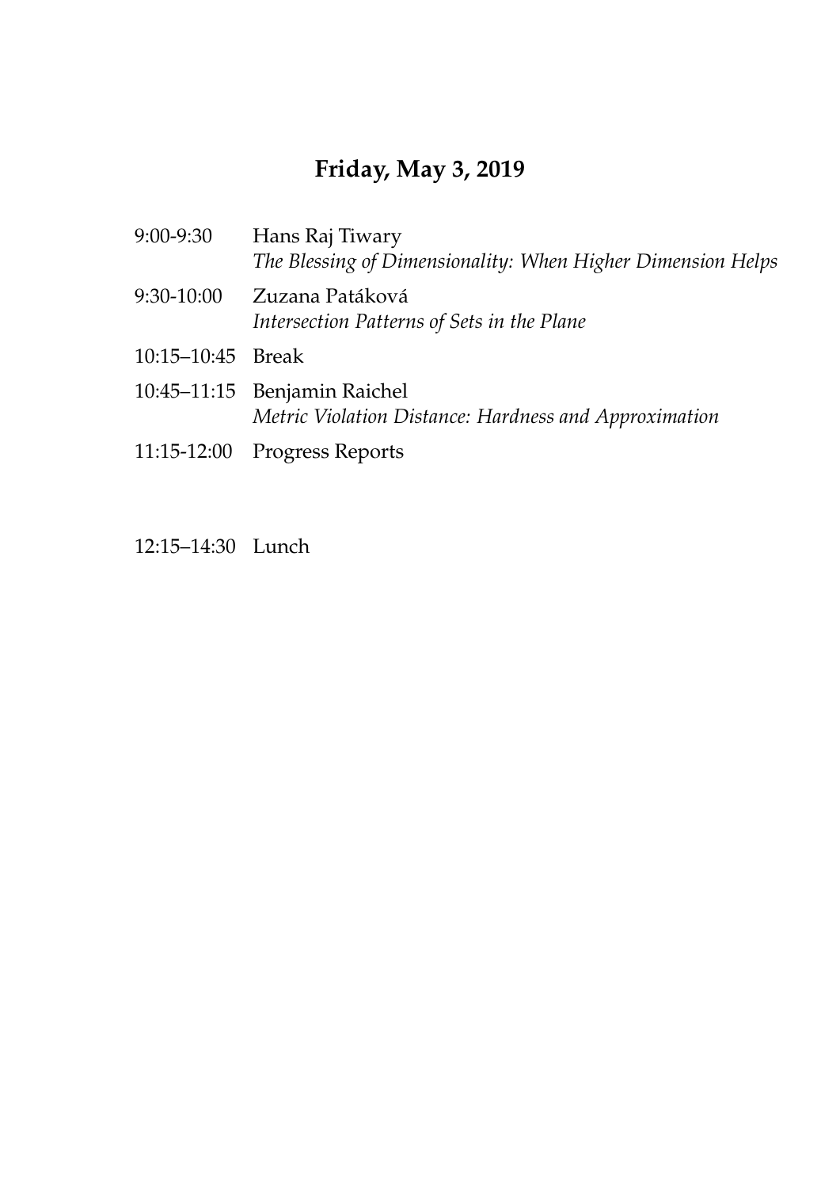## Friday, May 3, 2019

| | |
|---|---|
| 9:00-9:30 | Hans Raj Tiwary<br>*The Blessing of Dimensionality: When Higher Dimension Helps* |
| 9:30-10:00 | Zuzana Patáková<br>*Intersection Patterns of Sets in the Plane* |
| 10:15–10:45 | Break |
| 10:45–11:15 | Benjamin Raichel<br>*Metric Violation Distance: Hardness and Approximation* |
| 11:15-12:00 | Progress Reports |
| 12:15–14:30 | Lunch |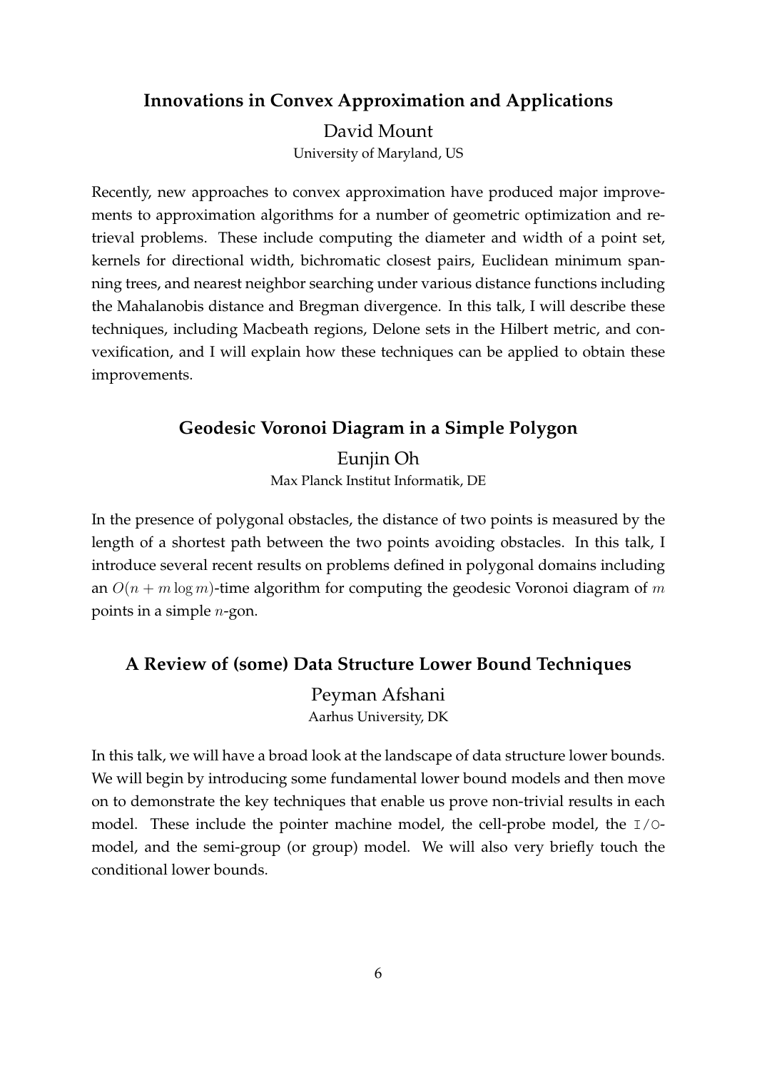### Innovations in Convex Approximation and Applications

David Mount
University of Maryland, US

Recently, new approaches to convex approximation have produced major improvements to approximation algorithms for a number of geometric optimization and retrieval problems. These include computing the diameter and width of a point set, kernels for directional width, bichromatic closest pairs, Euclidean minimum spanning trees, and nearest neighbor searching under various distance functions including the Mahalanobis distance and Bregman divergence. In this talk, I will describe these techniques, including Macbeath regions, Delone sets in the Hilbert metric, and convexification, and I will explain how these techniques can be applied to obtain these improvements.

### Geodesic Voronoi Diagram in a Simple Polygon

Eunjin Oh
Max Planck Institut Informatik, DE

In the presence of polygonal obstacles, the distance of two points is measured by the length of a shortest path between the two points avoiding obstacles. In this talk, I introduce several recent results on problems defined in polygonal domains including an $O(n + m \log m)$-time algorithm for computing the geodesic Voronoi diagram of $m$ points in a simple $n$-gon.

### A Review of (some) Data Structure Lower Bound Techniques

Peyman Afshani
Aarhus University, DK

In this talk, we will have a broad look at the landscape of data structure lower bounds. We will begin by introducing some fundamental lower bound models and then move on to demonstrate the key techniques that enable us prove non-trivial results in each model. These include the pointer machine model, the cell-probe model, the `I/O`-model, and the semi-group (or group) model. We will also very briefly touch the conditional lower bounds.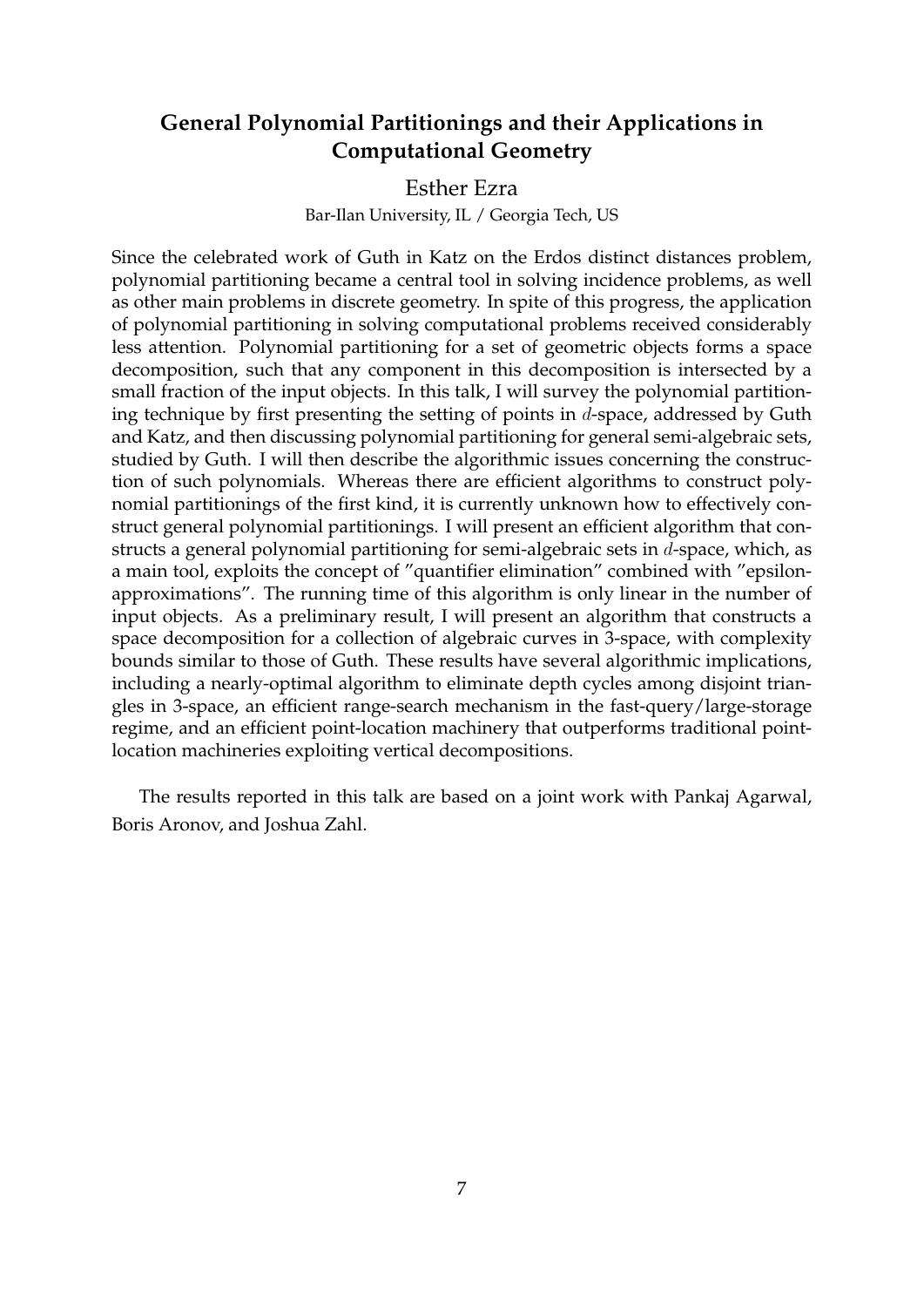## General Polynomial Partitionings and their Applications in Computational Geometry

Esther Ezra

Bar-Ilan University, IL / Georgia Tech, US

Since the celebrated work of Guth in Katz on the Erdos distinct distances problem, polynomial partitioning became a central tool in solving incidence problems, as well as other main problems in discrete geometry. In spite of this progress, the application of polynomial partitioning in solving computational problems received considerably less attention. Polynomial partitioning for a set of geometric objects forms a space decomposition, such that any component in this decomposition is intersected by a small fraction of the input objects. In this talk, I will survey the polynomial partitioning technique by first presenting the setting of points in $d$-space, addressed by Guth and Katz, and then discussing polynomial partitioning for general semi-algebraic sets, studied by Guth. I will then describe the algorithmic issues concerning the construction of such polynomials. Whereas there are efficient algorithms to construct polynomial partitionings of the first kind, it is currently unknown how to effectively construct general polynomial partitionings. I will present an efficient algorithm that constructs a general polynomial partitioning for semi-algebraic sets in $d$-space, which, as a main tool, exploits the concept of "quantifier elimination" combined with "epsilon-approximations". The running time of this algorithm is only linear in the number of input objects. As a preliminary result, I will present an algorithm that constructs a space decomposition for a collection of algebraic curves in 3-space, with complexity bounds similar to those of Guth. These results have several algorithmic implications, including a nearly-optimal algorithm to eliminate depth cycles among disjoint triangles in 3-space, an efficient range-search mechanism in the fast-query/large-storage regime, and an efficient point-location machinery that outperforms traditional point-location machineries exploiting vertical decompositions.

The results reported in this talk are based on a joint work with Pankaj Agarwal, Boris Aronov, and Joshua Zahl.